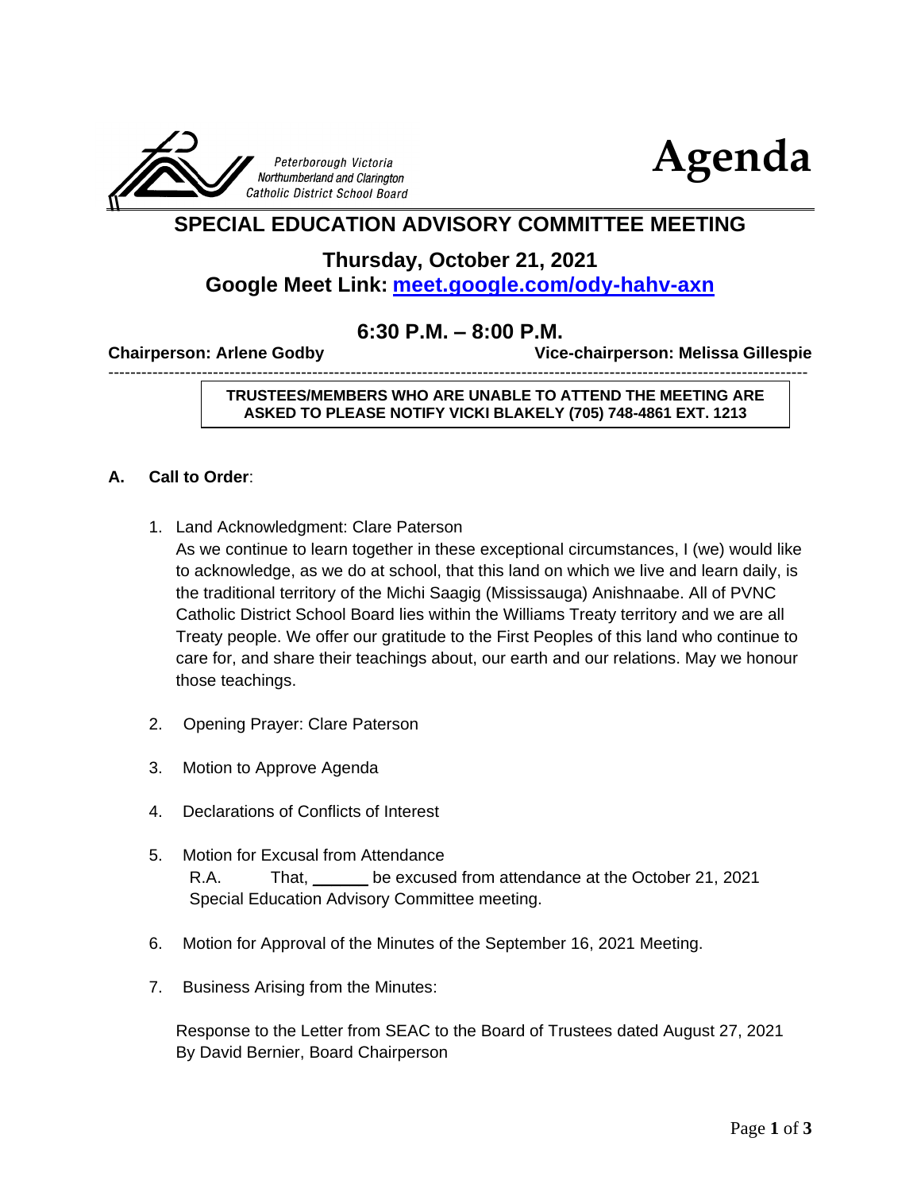Peterborough Victoria Northumberland and Clarington Catholic District School Board

# Agenda

## SPECIAL EDUCATION ADVISORY COMMITTEE MEETING

### Thursday, October 21, 2021
### Google Meet Link: [meet.google.com/ody-hahv-axn](https://meet.google.com/ody-hahv-axn)

### 6:30 P.M. – 8:00 P.M.

**Chairperson: Arlene Godby** | **Vice-chairperson: Melissa Gillespie**

---

**TRUSTEES/MEMBERS WHO ARE UNABLE TO ATTEND THE MEETING ARE ASKED TO PLEASE NOTIFY VICKI BLAKELY (705) 748-4861 EXT. 1213**

**A. Call to Order**:

1. Land Acknowledgment: Clare Paterson
   As we continue to learn together in these exceptional circumstances, I (we) would like to acknowledge, as we do at school, that this land on which we live and learn daily, is the traditional territory of the Michi Saagig (Mississauga) Anishnaabe. All of PVNC Catholic District School Board lies within the Williams Treaty territory and we are all Treaty people. We offer our gratitude to the First Peoples of this land who continue to care for, and share their teachings about, our earth and our relations. May we honour those teachings.

2. Opening Prayer: Clare Paterson

3. Motion to Approve Agenda

4. Declarations of Conflicts of Interest

5. Motion for Excusal from Attendance
   R.A. That, ______ be excused from attendance at the October 21, 2021 Special Education Advisory Committee meeting.

6. Motion for Approval of the Minutes of the September 16, 2021 Meeting.

7. Business Arising from the Minutes:

   Response to the Letter from SEAC to the Board of Trustees dated August 27, 2021 By David Bernier, Board Chairperson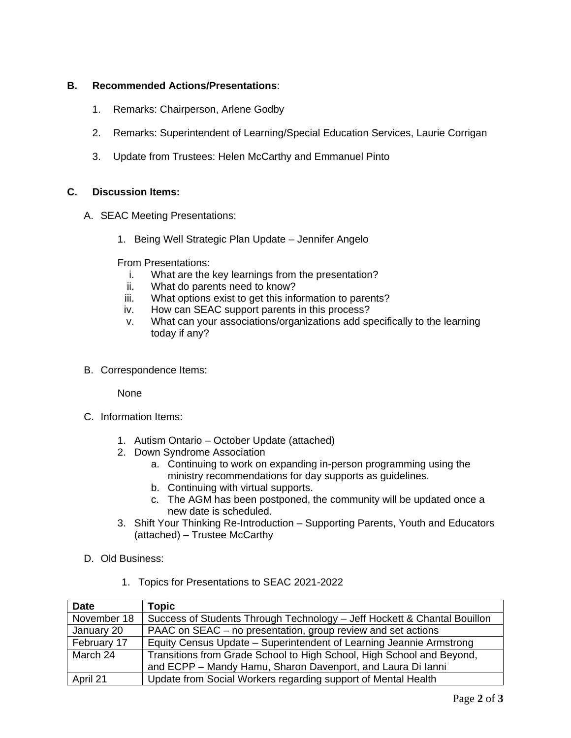**B. Recommended Actions/Presentations**:

1. Remarks: Chairperson, Arlene Godby
2. Remarks: Superintendent of Learning/Special Education Services, Laurie Corrigan
3. Update from Trustees: Helen McCarthy and Emmanuel Pinto

**C. Discussion Items:**

A. SEAC Meeting Presentations:

1. Being Well Strategic Plan Update – Jennifer Angelo

From Presentations:

i. What are the key learnings from the presentation?
ii. What do parents need to know?
iii. What options exist to get this information to parents?
iv. How can SEAC support parents in this process?
v. What can your associations/organizations add specifically to the learning today if any?

B. Correspondence Items:

None

C. Information Items:

1. Autism Ontario – October Update (attached)
2. Down Syndrome Association
   a. Continuing to work on expanding in-person programming using the ministry recommendations for day supports as guidelines.
   b. Continuing with virtual supports.
   c. The AGM has been postponed, the community will be updated once a new date is scheduled.
3. Shift Your Thinking Re-Introduction – Supporting Parents, Youth and Educators (attached) – Trustee McCarthy

D. Old Business:

1. Topics for Presentations to SEAC 2021-2022

| **Date** | **Topic** |
|---|---|
| November 18 | Success of Students Through Technology – Jeff Hockett & Chantal Bouillon |
| January 20 | PAAC on SEAC – no presentation, group review and set actions |
| February 17 | Equity Census Update – Superintendent of Learning Jeannie Armstrong |
| March 24 | Transitions from Grade School to High School, High School and Beyond, and ECPP – Mandy Hamu, Sharon Davenport, and Laura Di Ianni |
| April 21 | Update from Social Workers regarding support of Mental Health |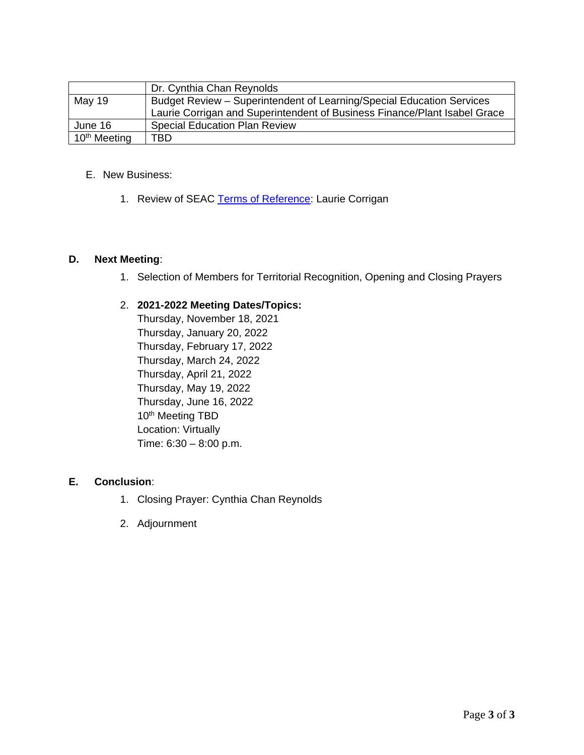|  | Dr. Cynthia Chan Reynolds |
|---|---|
| May 19 | Budget Review – Superintendent of Learning/Special Education Services Laurie Corrigan and Superintendent of Business Finance/Plant Isabel Grace |
| June 16 | Special Education Plan Review |
| 10th Meeting | TBD |

E. New Business:

1. Review of SEAC Terms of Reference: Laurie Corrigan

**D. Next Meeting**:

1. Selection of Members for Territorial Recognition, Opening and Closing Prayers

2. **2021-2022 Meeting Dates/Topics:**
   Thursday, November 18, 2021
   Thursday, January 20, 2022
   Thursday, February 17, 2022
   Thursday, March 24, 2022
   Thursday, April 21, 2022
   Thursday, May 19, 2022
   Thursday, June 16, 2022
   10th Meeting TBD
   Location: Virtually
   Time: 6:30 – 8:00 p.m.

**E. Conclusion**:

1. Closing Prayer: Cynthia Chan Reynolds

2. Adjournment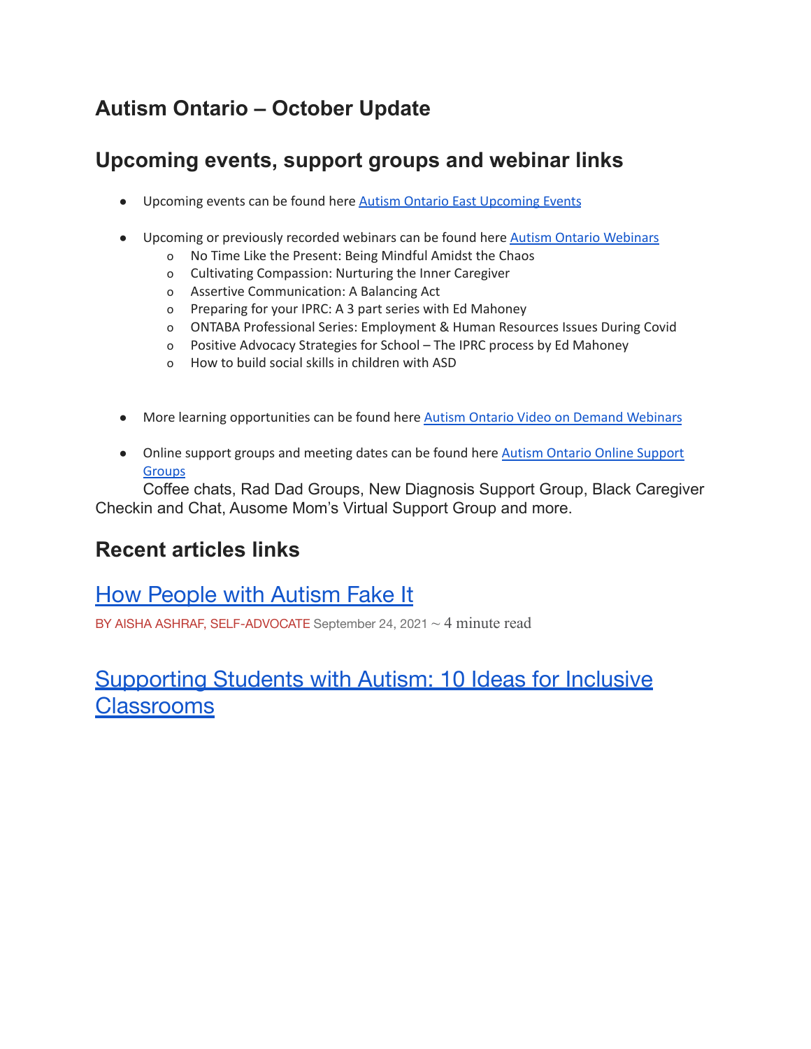## Autism Ontario – October Update

## Upcoming events, support groups and webinar links

- Upcoming events can be found here [Autism Ontario East Upcoming Events]
- Upcoming or previously recorded webinars can be found here [Autism Ontario Webinars]
  - No Time Like the Present: Being Mindful Amidst the Chaos
  - Cultivating Compassion: Nurturing the Inner Caregiver
  - Assertive Communication: A Balancing Act
  - Preparing for your IPRC: A 3 part series with Ed Mahoney
  - ONTABA Professional Series: Employment & Human Resources Issues During Covid
  - Positive Advocacy Strategies for School – The IPRC process by Ed Mahoney
  - How to build social skills in children with ASD
- More learning opportunities can be found here [Autism Ontario Video on Demand Webinars]
- Online support groups and meeting dates can be found here [Autism Ontario Online Support Groups]

Coffee chats, Rad Dad Groups, New Diagnosis Support Group, Black Caregiver Checkin and Chat, Ausome Mom's Virtual Support Group and more.

## Recent articles links

### How People with Autism Fake It

BY AISHA ASHRAF, SELF-ADVOCATE September 24, 2021 ~ 4 minute read

### Supporting Students with Autism: 10 Ideas for Inclusive Classrooms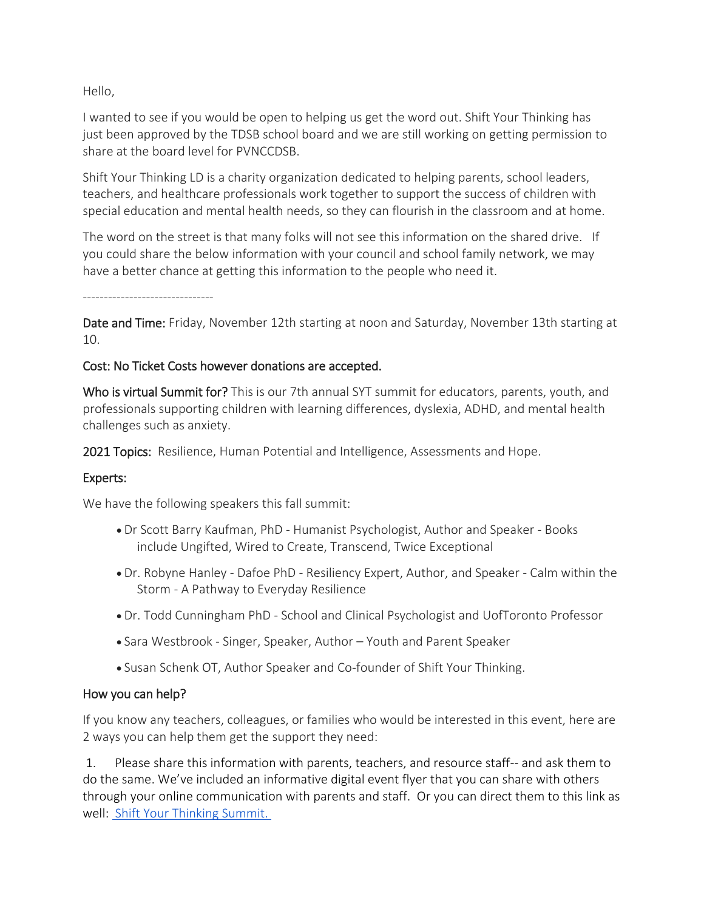Hello,

I wanted to see if you would be open to helping us get the word out. Shift Your Thinking has just been approved by the TDSB school board and we are still working on getting permission to share at the board level for PVNCCDSB.

Shift Your Thinking LD is a charity organization dedicated to helping parents, school leaders, teachers, and healthcare professionals work together to support the success of children with special education and mental health needs, so they can flourish in the classroom and at home.

The word on the street is that many folks will not see this information on the shared drive. If you could share the below information with your council and school family network, we may have a better chance at getting this information to the people who need it.

-------------------------------

**Date and Time:** Friday, November 12th starting at noon and Saturday, November 13th starting at 10.

**Cost: No Ticket Costs however donations are accepted.**

**Who is virtual Summit for?** This is our 7th annual SYT summit for educators, parents, youth, and professionals supporting children with learning differences, dyslexia, ADHD, and mental health challenges such as anxiety.

**2021 Topics:** Resilience, Human Potential and Intelligence, Assessments and Hope.

**Experts:**

We have the following speakers this fall summit:

- Dr Scott Barry Kaufman, PhD - Humanist Psychologist, Author and Speaker - Books include Ungifted, Wired to Create, Transcend, Twice Exceptional
- Dr. Robyne Hanley - Dafoe PhD - Resiliency Expert, Author, and Speaker - Calm within the Storm - A Pathway to Everyday Resilience
- Dr. Todd Cunningham PhD - School and Clinical Psychologist and UofToronto Professor
- Sara Westbrook - Singer, Speaker, Author – Youth and Parent Speaker
- Susan Schenk OT, Author Speaker and Co-founder of Shift Your Thinking.

**How you can help?**

If you know any teachers, colleagues, or families who would be interested in this event, here are 2 ways you can help them get the support they need:

1. Please share this information with parents, teachers, and resource staff-- and ask them to do the same. We've included an informative digital event flyer that you can share with others through your online communication with parents and staff. Or you can direct them to this link as well: Shift Your Thinking Summit.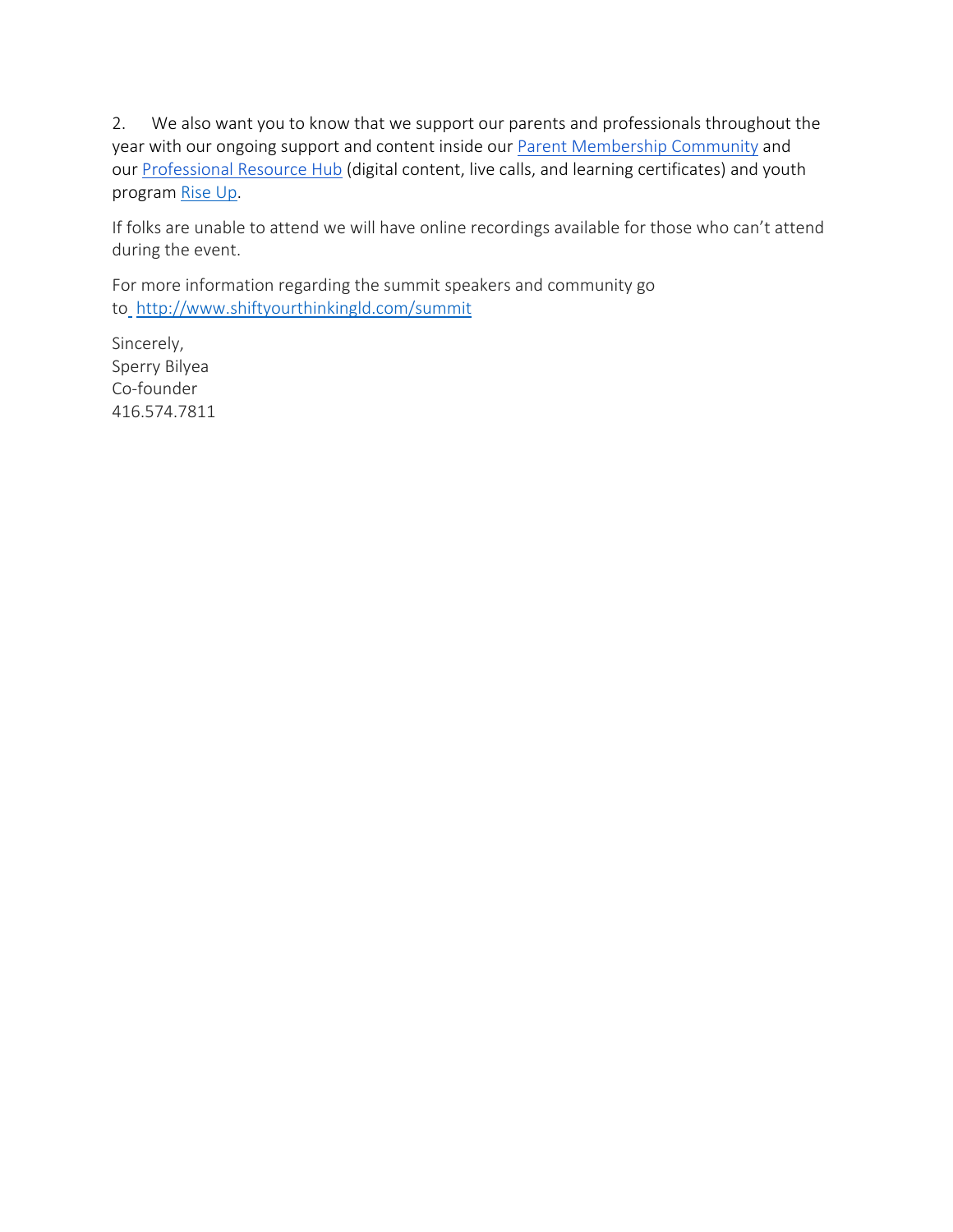2. We also want you to know that we support our parents and professionals throughout the year with our ongoing support and content inside our Parent Membership Community and our Professional Resource Hub (digital content, live calls, and learning certificates) and youth program Rise Up.

If folks are unable to attend we will have online recordings available for those who can't attend during the event.

For more information regarding the summit speakers and community go to http://www.shiftyourthinkingld.com/summit

Sincerely,
Sperry Bilyea
Co-founder
416.574.7811